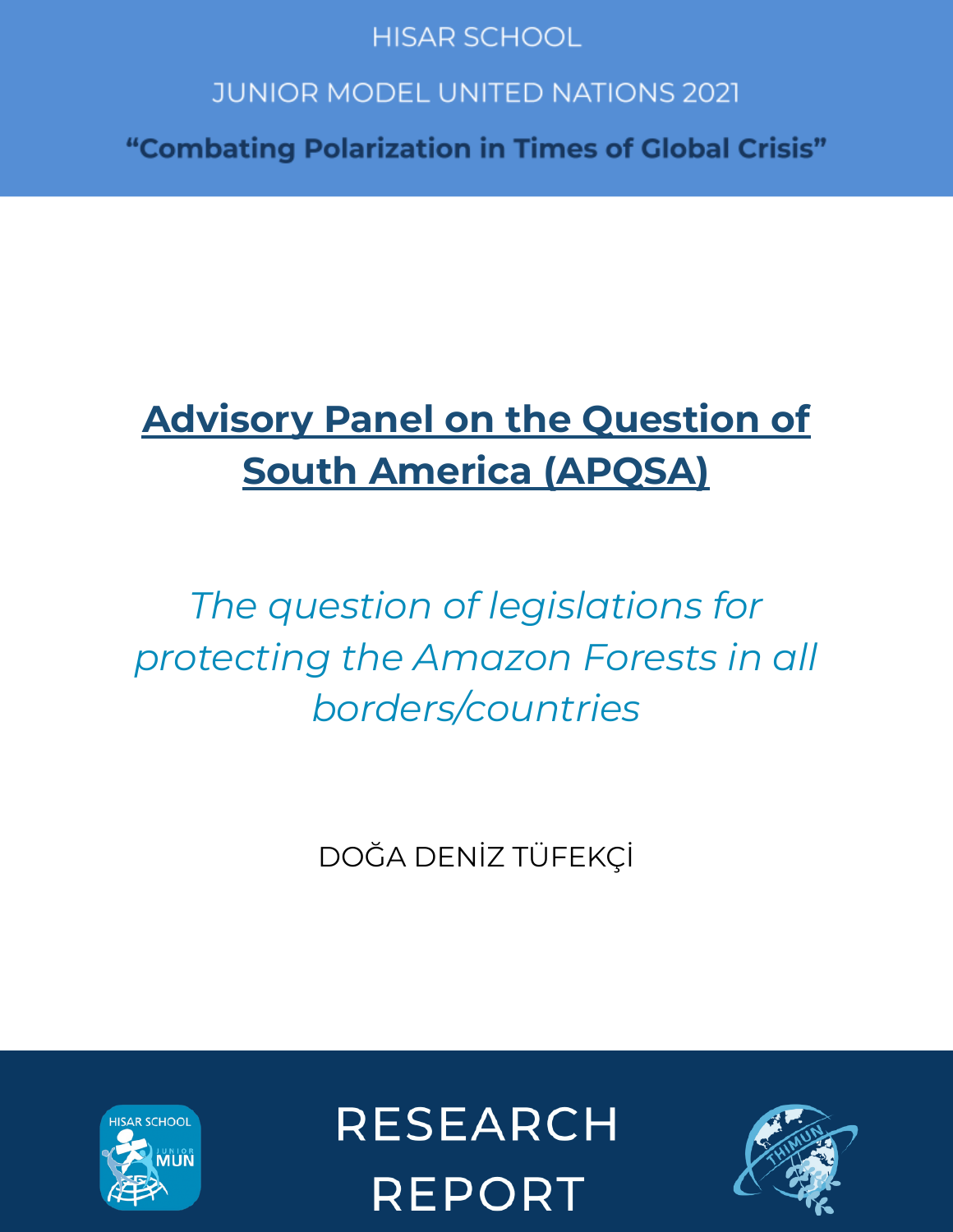HISAR SCHOOL

JUNIOR MODEL UNITED NATIONS 2021

**"Combating Polarization in Times of Global Crisis"**

# Advisory Panel on the Question of South America (APQSA)

*The question of legislations for protecting the Amazon Forests in all borders/countries*

DOĞA DENİZ TÜFEKÇİ

RESEARCH REPORT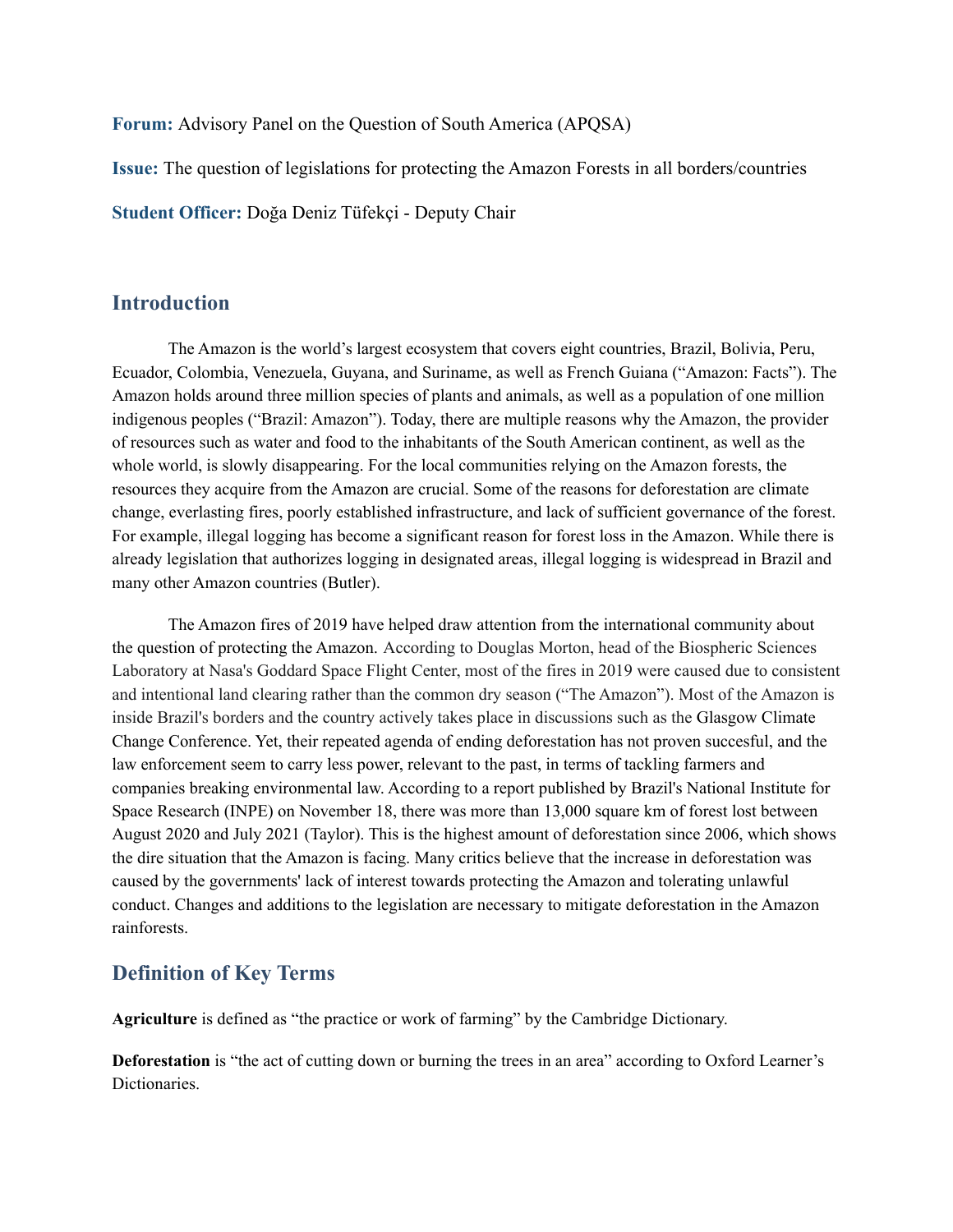**Forum:** Advisory Panel on the Question of South America (APQSA)

**Issue:** The question of legislations for protecting the Amazon Forests in all borders/countries

**Student Officer:** Doğa Deniz Tüfekçi - Deputy Chair

## Introduction

The Amazon is the world's largest ecosystem that covers eight countries, Brazil, Bolivia, Peru, Ecuador, Colombia, Venezuela, Guyana, and Suriname, as well as French Guiana ("Amazon: Facts"). The Amazon holds around three million species of plants and animals, as well as a population of one million indigenous peoples ("Brazil: Amazon"). Today, there are multiple reasons why the Amazon, the provider of resources such as water and food to the inhabitants of the South American continent, as well as the whole world, is slowly disappearing. For the local communities relying on the Amazon forests, the resources they acquire from the Amazon are crucial. Some of the reasons for deforestation are climate change, everlasting fires, poorly established infrastructure, and lack of sufficient governance of the forest. For example, illegal logging has become a significant reason for forest loss in the Amazon. While there is already legislation that authorizes logging in designated areas, illegal logging is widespread in Brazil and many other Amazon countries (Butler).

The Amazon fires of 2019 have helped draw attention from the international community about the question of protecting the Amazon. According to Douglas Morton, head of the Biospheric Sciences Laboratory at Nasa's Goddard Space Flight Center, most of the fires in 2019 were caused due to consistent and intentional land clearing rather than the common dry season ("The Amazon"). Most of the Amazon is inside Brazil's borders and the country actively takes place in discussions such as the Glasgow Climate Change Conference. Yet, their repeated agenda of ending deforestation has not proven succesful, and the law enforcement seem to carry less power, relevant to the past, in terms of tackling farmers and companies breaking environmental law. According to a report published by Brazil's National Institute for Space Research (INPE) on November 18, there was more than 13,000 square km of forest lost between August 2020 and July 2021 (Taylor). This is the highest amount of deforestation since 2006, which shows the dire situation that the Amazon is facing. Many critics believe that the increase in deforestation was caused by the governments' lack of interest towards protecting the Amazon and tolerating unlawful conduct. Changes and additions to the legislation are necessary to mitigate deforestation in the Amazon rainforests.

## Definition of Key Terms

**Agriculture** is defined as "the practice or work of farming" by the Cambridge Dictionary.

**Deforestation** is "the act of cutting down or burning the trees in an area" according to Oxford Learner's Dictionaries.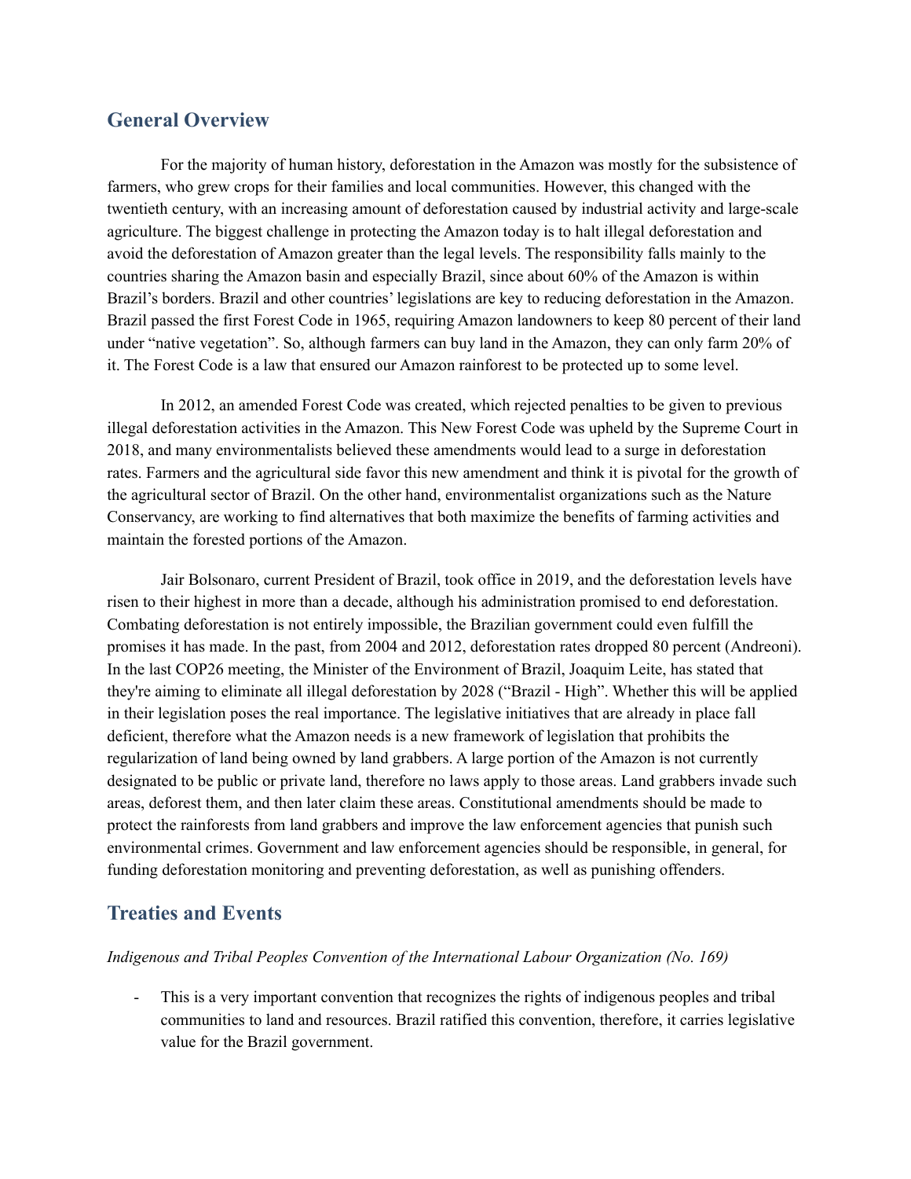## General Overview

For the majority of human history, deforestation in the Amazon was mostly for the subsistence of farmers, who grew crops for their families and local communities. However, this changed with the twentieth century, with an increasing amount of deforestation caused by industrial activity and large-scale agriculture. The biggest challenge in protecting the Amazon today is to halt illegal deforestation and avoid the deforestation of Amazon greater than the legal levels. The responsibility falls mainly to the countries sharing the Amazon basin and especially Brazil, since about 60% of the Amazon is within Brazil's borders. Brazil and other countries' legislations are key to reducing deforestation in the Amazon. Brazil passed the first Forest Code in 1965, requiring Amazon landowners to keep 80 percent of their land under "native vegetation". So, although farmers can buy land in the Amazon, they can only farm 20% of it. The Forest Code is a law that ensured our Amazon rainforest to be protected up to some level.

In 2012, an amended Forest Code was created, which rejected penalties to be given to previous illegal deforestation activities in the Amazon. This New Forest Code was upheld by the Supreme Court in 2018, and many environmentalists believed these amendments would lead to a surge in deforestation rates. Farmers and the agricultural side favor this new amendment and think it is pivotal for the growth of the agricultural sector of Brazil. On the other hand, environmentalist organizations such as the Nature Conservancy, are working to find alternatives that both maximize the benefits of farming activities and maintain the forested portions of the Amazon.

Jair Bolsonaro, current President of Brazil, took office in 2019, and the deforestation levels have risen to their highest in more than a decade, although his administration promised to end deforestation. Combating deforestation is not entirely impossible, the Brazilian government could even fulfill the promises it has made. In the past, from 2004 and 2012, deforestation rates dropped 80 percent (Andreoni). In the last COP26 meeting, the Minister of the Environment of Brazil, Joaquim Leite, has stated that they're aiming to eliminate all illegal deforestation by 2028 ("Brazil - High". Whether this will be applied in their legislation poses the real importance. The legislative initiatives that are already in place fall deficient, therefore what the Amazon needs is a new framework of legislation that prohibits the regularization of land being owned by land grabbers. A large portion of the Amazon is not currently designated to be public or private land, therefore no laws apply to those areas. Land grabbers invade such areas, deforest them, and then later claim these areas. Constitutional amendments should be made to protect the rainforests from land grabbers and improve the law enforcement agencies that punish such environmental crimes. Government and law enforcement agencies should be responsible, in general, for funding deforestation monitoring and preventing deforestation, as well as punishing offenders.

## Treaties and Events

*Indigenous and Tribal Peoples Convention of the International Labour Organization (No. 169)*

- This is a very important convention that recognizes the rights of indigenous peoples and tribal communities to land and resources. Brazil ratified this convention, therefore, it carries legislative value for the Brazil government.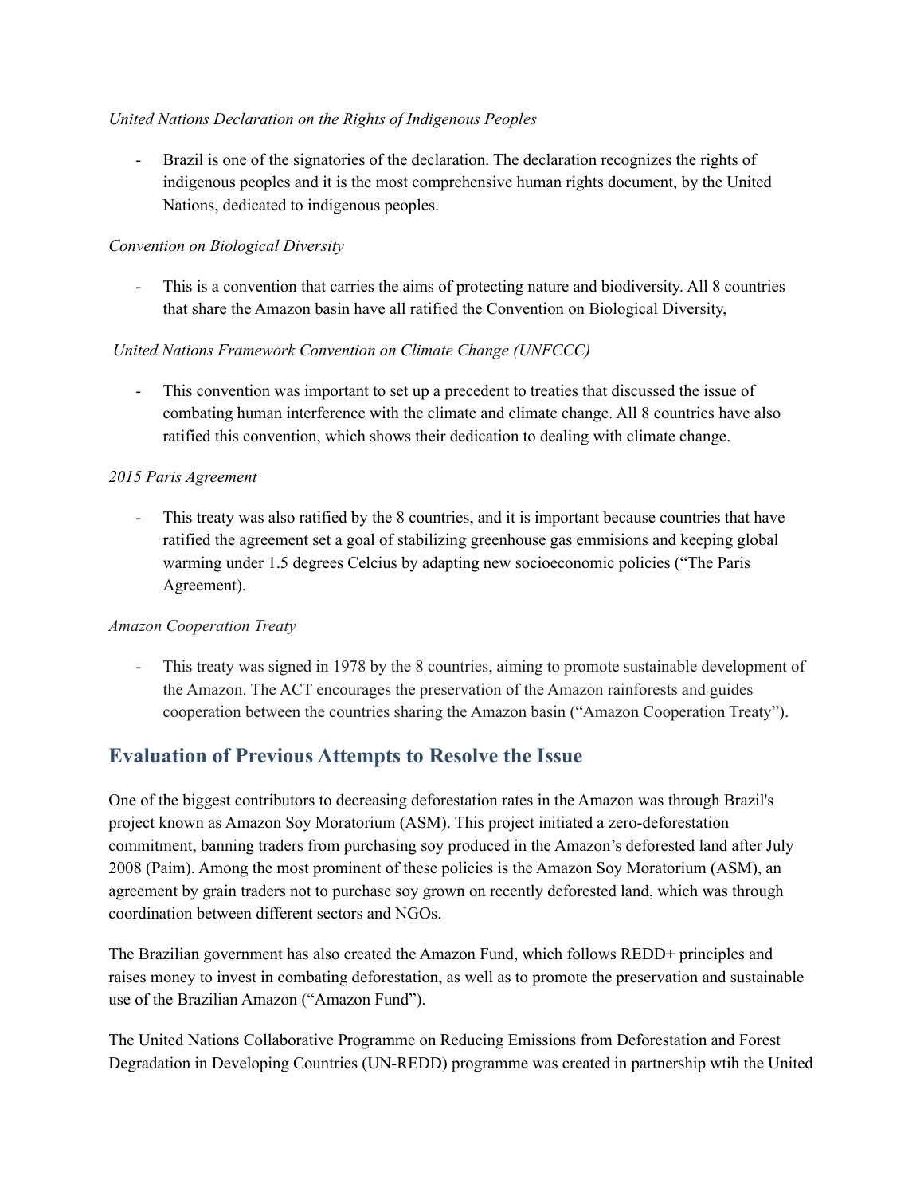*United Nations Declaration on the Rights of Indigenous Peoples*

- Brazil is one of the signatories of the declaration. The declaration recognizes the rights of indigenous peoples and it is the most comprehensive human rights document, by the United Nations, dedicated to indigenous peoples.

*Convention on Biological Diversity*

- This is a convention that carries the aims of protecting nature and biodiversity. All 8 countries that share the Amazon basin have all ratified the Convention on Biological Diversity,

*United Nations Framework Convention on Climate Change (UNFCCC)*

- This convention was important to set up a precedent to treaties that discussed the issue of combating human interference with the climate and climate change. All 8 countries have also ratified this convention, which shows their dedication to dealing with climate change.

*2015 Paris Agreement*

- This treaty was also ratified by the 8 countries, and it is important because countries that have ratified the agreement set a goal of stabilizing greenhouse gas emmisions and keeping global warming under 1.5 degrees Celcius by adapting new socioeconomic policies ("The Paris Agreement).

*Amazon Cooperation Treaty*

- This treaty was signed in 1978 by the 8 countries, aiming to promote sustainable development of the Amazon. The ACT encourages the preservation of the Amazon rainforests and guides cooperation between the countries sharing the Amazon basin ("Amazon Cooperation Treaty").

## Evaluation of Previous Attempts to Resolve the Issue

One of the biggest contributors to decreasing deforestation rates in the Amazon was through Brazil's project known as Amazon Soy Moratorium (ASM). This project initiated a zero-deforestation commitment, banning traders from purchasing soy produced in the Amazon's deforested land after July 2008 (Paim). Among the most prominent of these policies is the Amazon Soy Moratorium (ASM), an agreement by grain traders not to purchase soy grown on recently deforested land, which was through coordination between different sectors and NGOs.

The Brazilian government has also created the Amazon Fund, which follows REDD+ principles and raises money to invest in combating deforestation, as well as to promote the preservation and sustainable use of the Brazilian Amazon ("Amazon Fund").

The United Nations Collaborative Programme on Reducing Emissions from Deforestation and Forest Degradation in Developing Countries (UN-REDD) programme was created in partnership wtih the United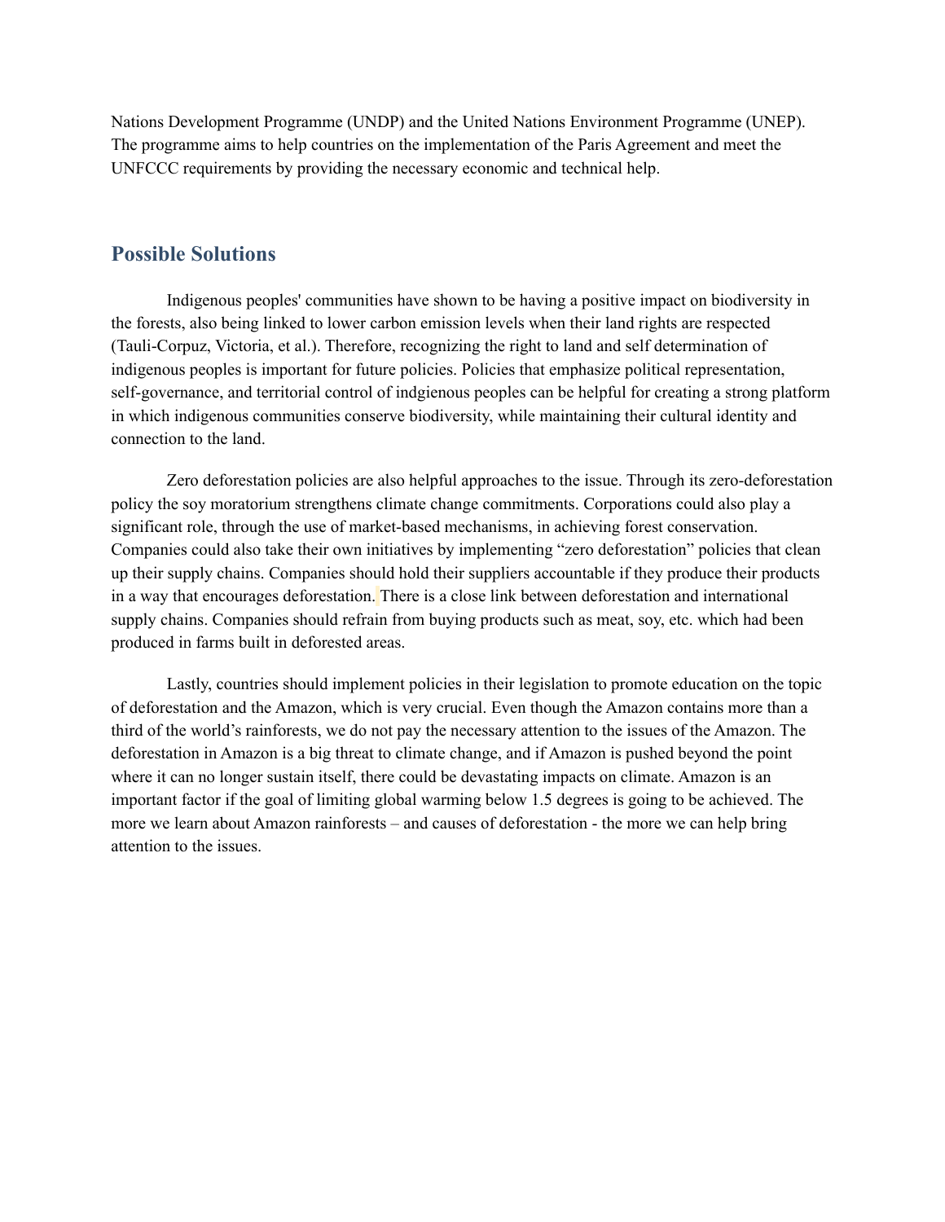Nations Development Programme (UNDP) and the United Nations Environment Programme (UNEP). The programme aims to help countries on the implementation of the Paris Agreement and meet the UNFCCC requirements by providing the necessary economic and technical help.

## Possible Solutions

Indigenous peoples' communities have shown to be having a positive impact on biodiversity in the forests, also being linked to lower carbon emission levels when their land rights are respected (Tauli-Corpuz, Victoria, et al.). Therefore, recognizing the right to land and self determination of indigenous peoples is important for future policies. Policies that emphasize political representation, self-governance, and territorial control of indgienous peoples can be helpful for creating a strong platform in which indigenous communities conserve biodiversity, while maintaining their cultural identity and connection to the land.

Zero deforestation policies are also helpful approaches to the issue. Through its zero-deforestation policy the soy moratorium strengthens climate change commitments. Corporations could also play a significant role, through the use of market-based mechanisms, in achieving forest conservation. Companies could also take their own initiatives by implementing "zero deforestation" policies that clean up their supply chains. Companies should hold their suppliers accountable if they produce their products in a way that encourages deforestation. There is a close link between deforestation and international supply chains. Companies should refrain from buying products such as meat, soy, etc. which had been produced in farms built in deforested areas.

Lastly, countries should implement policies in their legislation to promote education on the topic of deforestation and the Amazon, which is very crucial. Even though the Amazon contains more than a third of the world's rainforests, we do not pay the necessary attention to the issues of the Amazon. The deforestation in Amazon is a big threat to climate change, and if Amazon is pushed beyond the point where it can no longer sustain itself, there could be devastating impacts on climate. Amazon is an important factor if the goal of limiting global warming below 1.5 degrees is going to be achieved. The more we learn about Amazon rainforests – and causes of deforestation - the more we can help bring attention to the issues.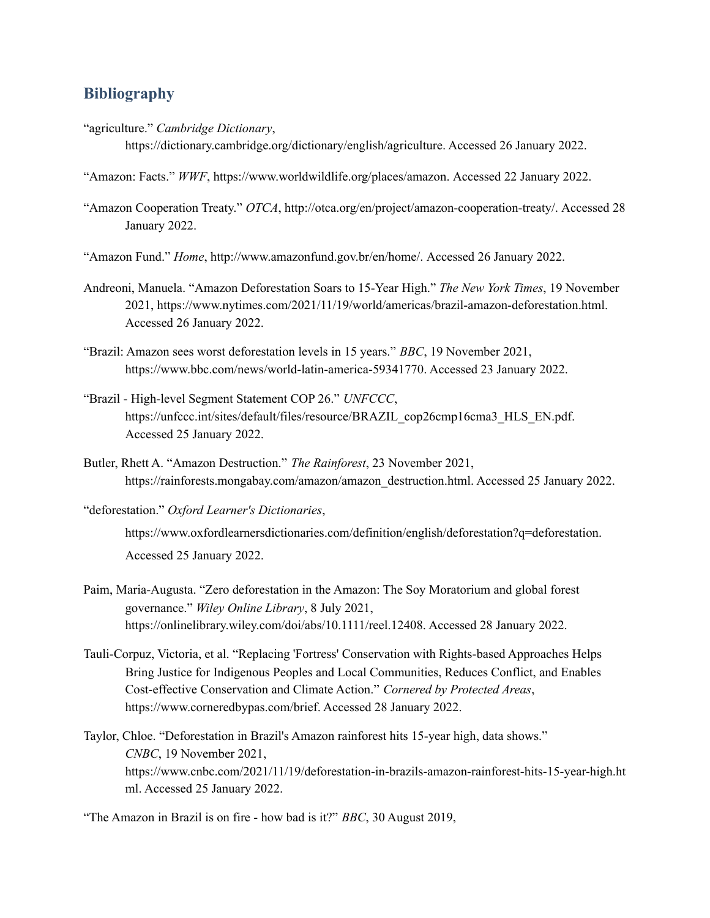## Bibliography

"agriculture." *Cambridge Dictionary*, https://dictionary.cambridge.org/dictionary/english/agriculture. Accessed 26 January 2022.

"Amazon: Facts." *WWF*, https://www.worldwildlife.org/places/amazon. Accessed 22 January 2022.

"Amazon Cooperation Treaty." *OTCA*, http://otca.org/en/project/amazon-cooperation-treaty/. Accessed 28 January 2022.

"Amazon Fund." *Home*, http://www.amazonfund.gov.br/en/home/. Accessed 26 January 2022.

Andreoni, Manuela. "Amazon Deforestation Soars to 15-Year High." *The New York Times*, 19 November 2021, https://www.nytimes.com/2021/11/19/world/americas/brazil-amazon-deforestation.html. Accessed 26 January 2022.

"Brazil: Amazon sees worst deforestation levels in 15 years." *BBC*, 19 November 2021, https://www.bbc.com/news/world-latin-america-59341770. Accessed 23 January 2022.

"Brazil - High-level Segment Statement COP 26." *UNFCCC*, https://unfccc.int/sites/default/files/resource/BRAZIL_cop26cmp16cma3_HLS_EN.pdf. Accessed 25 January 2022.

Butler, Rhett A. "Amazon Destruction." *The Rainforest*, 23 November 2021, https://rainforests.mongabay.com/amazon/amazon_destruction.html. Accessed 25 January 2022.

"deforestation." *Oxford Learner's Dictionaries*, https://www.oxfordlearnersdictionaries.com/definition/english/deforestation?q=deforestation. Accessed 25 January 2022.

Paim, Maria-Augusta. "Zero deforestation in the Amazon: The Soy Moratorium and global forest governance." *Wiley Online Library*, 8 July 2021, https://onlinelibrary.wiley.com/doi/abs/10.1111/reel.12408. Accessed 28 January 2022.

Tauli-Corpuz, Victoria, et al. "Replacing 'Fortress' Conservation with Rights-based Approaches Helps Bring Justice for Indigenous Peoples and Local Communities, Reduces Conflict, and Enables Cost-effective Conservation and Climate Action." *Cornered by Protected Areas*, https://www.corneredbypas.com/brief. Accessed 28 January 2022.

Taylor, Chloe. "Deforestation in Brazil's Amazon rainforest hits 15-year high, data shows." *CNBC*, 19 November 2021, https://www.cnbc.com/2021/11/19/deforestation-in-brazils-amazon-rainforest-hits-15-year-high.html. Accessed 25 January 2022.

"The Amazon in Brazil is on fire - how bad is it?" *BBC*, 30 August 2019,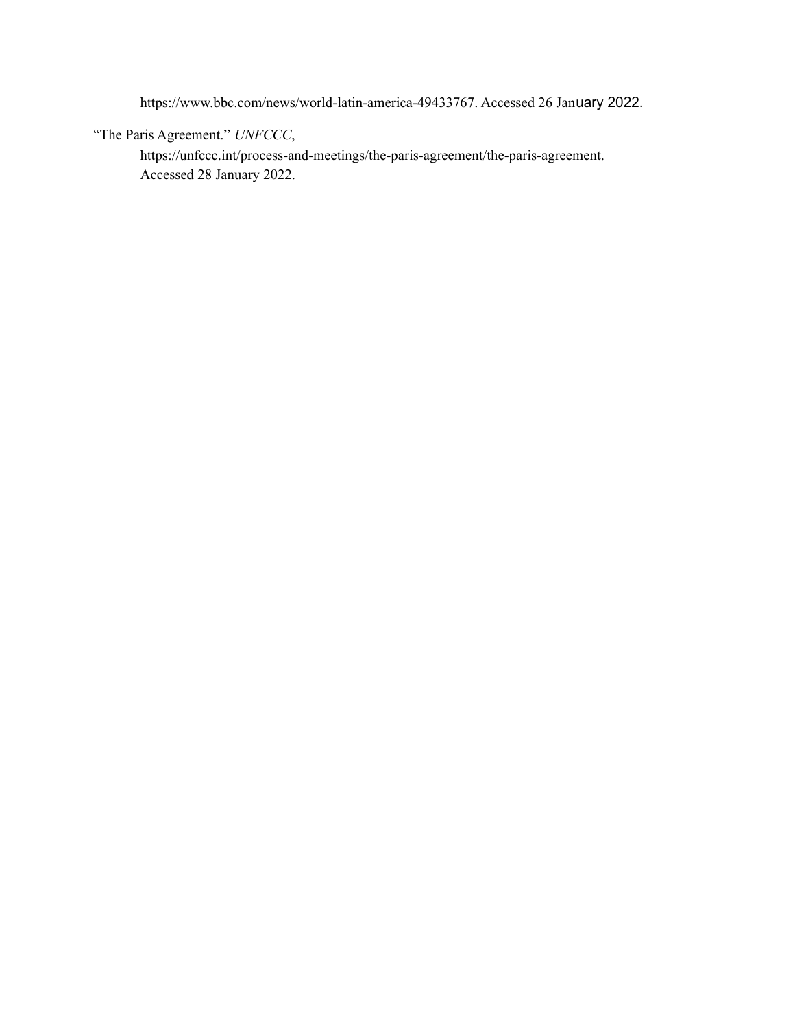https://www.bbc.com/news/world-latin-america-49433767. Accessed 26 January 2022.

"The Paris Agreement." *UNFCCC*, https://unfccc.int/process-and-meetings/the-paris-agreement/the-paris-agreement. Accessed 28 January 2022.